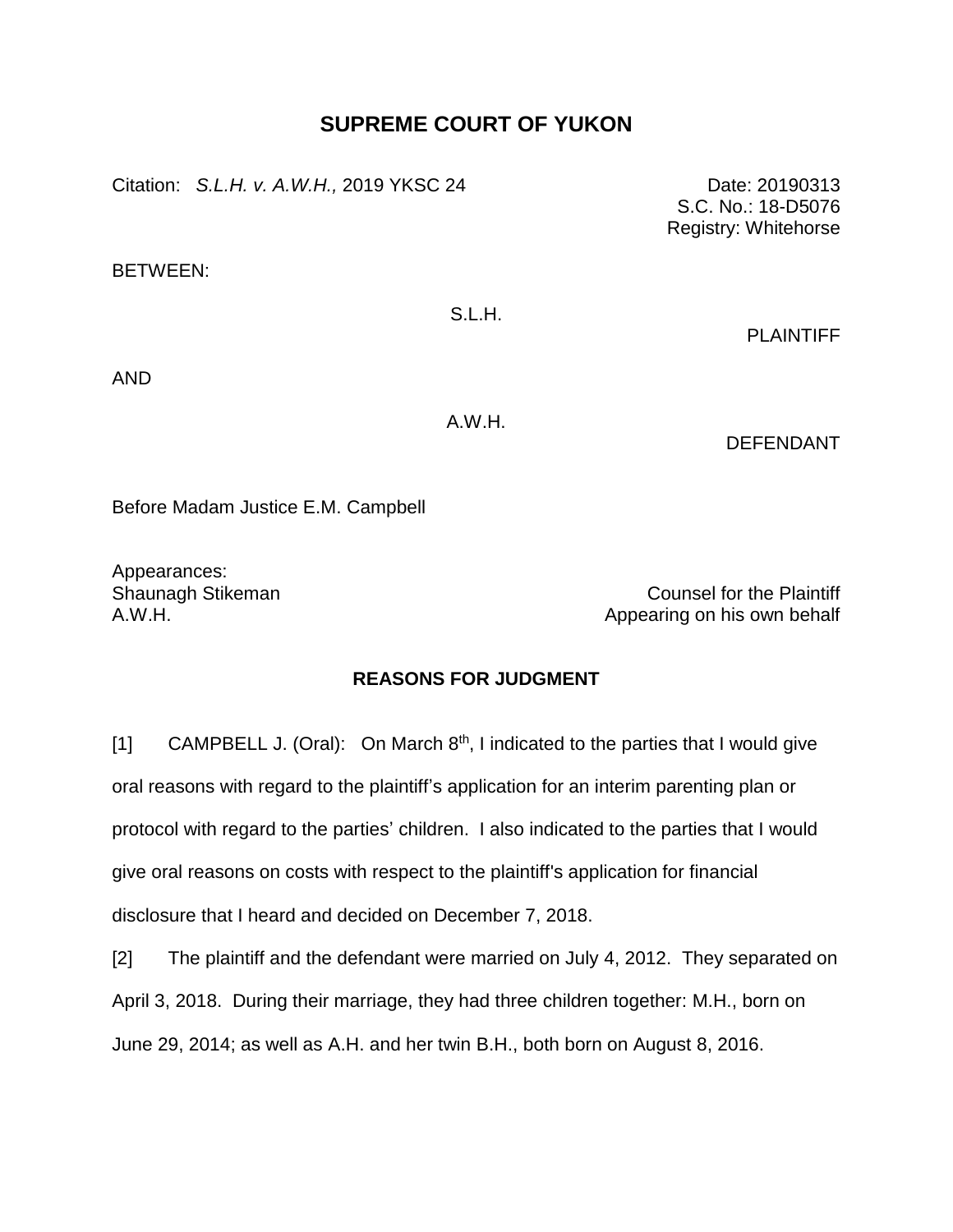# SUPREME COURT OF YUKON

Citation: *S.L.H. v. A.W.H.,* 2019 YKSC 24

Date: 20190313
S.C. No.: 18-D5076
Registry: Whitehorse

BETWEEN:

S.L.H.

PLAINTIFF

AND

A.W.H.

DEFENDANT

Before Madam Justice E.M. Campbell

Appearances:
Shaunagh Stikeman — Counsel for the Plaintiff
A.W.H. — Appearing on his own behalf

## REASONS FOR JUDGMENT

[1] CAMPBELL J. (Oral): On March 8th, I indicated to the parties that I would give oral reasons with regard to the plaintiff's application for an interim parenting plan or protocol with regard to the parties' children. I also indicated to the parties that I would give oral reasons on costs with respect to the plaintiff's application for financial disclosure that I heard and decided on December 7, 2018.

[2] The plaintiff and the defendant were married on July 4, 2012. They separated on April 3, 2018. During their marriage, they had three children together: M.H., born on June 29, 2014; as well as A.H. and her twin B.H., both born on August 8, 2016.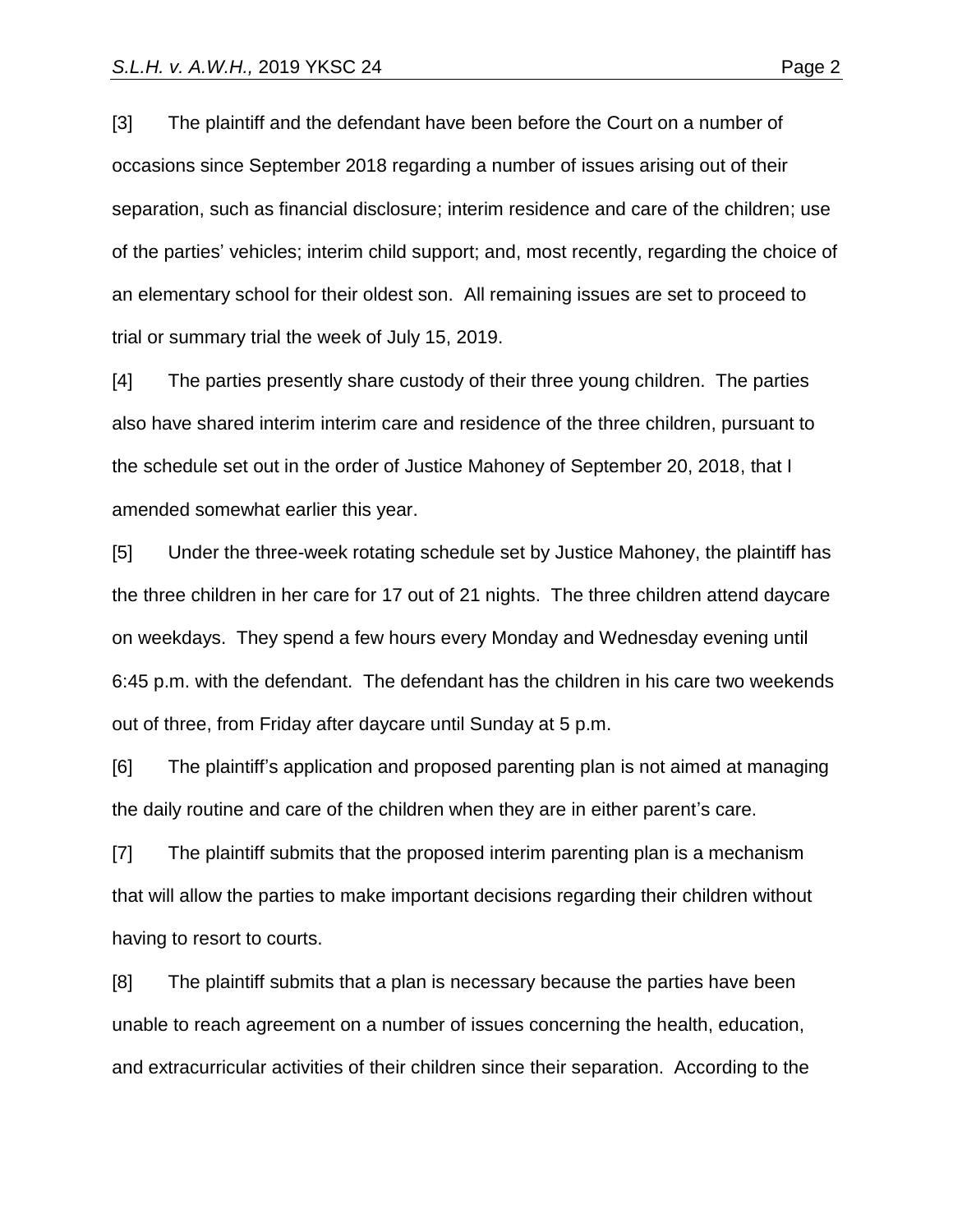[3] The plaintiff and the defendant have been before the Court on a number of occasions since September 2018 regarding a number of issues arising out of their separation, such as financial disclosure; interim residence and care of the children; use of the parties' vehicles; interim child support; and, most recently, regarding the choice of an elementary school for their oldest son. All remaining issues are set to proceed to trial or summary trial the week of July 15, 2019.

[4] The parties presently share custody of their three young children. The parties also have shared interim interim care and residence of the three children, pursuant to the schedule set out in the order of Justice Mahoney of September 20, 2018, that I amended somewhat earlier this year.

[5] Under the three-week rotating schedule set by Justice Mahoney, the plaintiff has the three children in her care for 17 out of 21 nights. The three children attend daycare on weekdays. They spend a few hours every Monday and Wednesday evening until 6:45 p.m. with the defendant. The defendant has the children in his care two weekends out of three, from Friday after daycare until Sunday at 5 p.m.

[6] The plaintiff's application and proposed parenting plan is not aimed at managing the daily routine and care of the children when they are in either parent's care.

[7] The plaintiff submits that the proposed interim parenting plan is a mechanism that will allow the parties to make important decisions regarding their children without having to resort to courts.

[8] The plaintiff submits that a plan is necessary because the parties have been unable to reach agreement on a number of issues concerning the health, education, and extracurricular activities of their children since their separation. According to the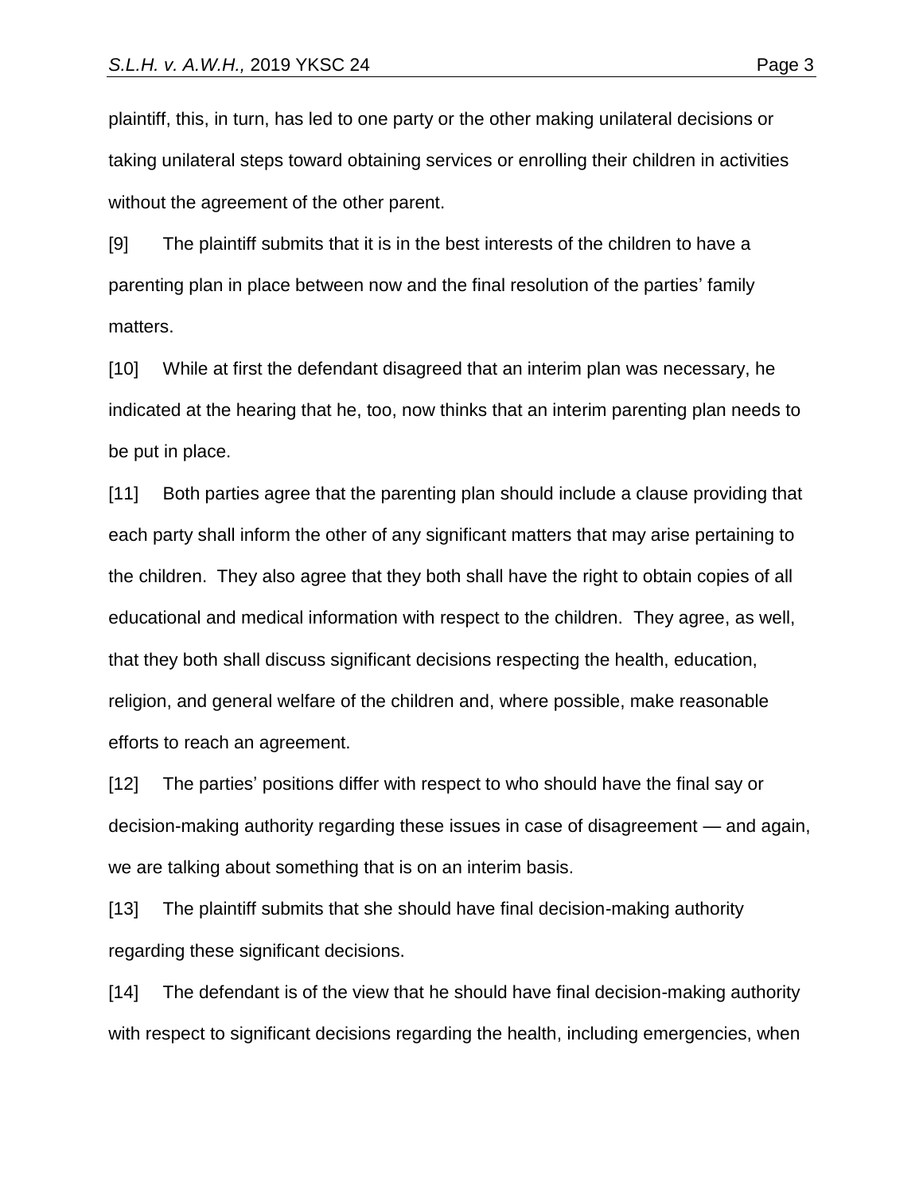plaintiff, this, in turn, has led to one party or the other making unilateral decisions or taking unilateral steps toward obtaining services or enrolling their children in activities without the agreement of the other parent.

[9] The plaintiff submits that it is in the best interests of the children to have a parenting plan in place between now and the final resolution of the parties' family matters.

[10] While at first the defendant disagreed that an interim plan was necessary, he indicated at the hearing that he, too, now thinks that an interim parenting plan needs to be put in place.

[11] Both parties agree that the parenting plan should include a clause providing that each party shall inform the other of any significant matters that may arise pertaining to the children. They also agree that they both shall have the right to obtain copies of all educational and medical information with respect to the children. They agree, as well, that they both shall discuss significant decisions respecting the health, education, religion, and general welfare of the children and, where possible, make reasonable efforts to reach an agreement.

[12] The parties' positions differ with respect to who should have the final say or decision-making authority regarding these issues in case of disagreement — and again, we are talking about something that is on an interim basis.

[13] The plaintiff submits that she should have final decision-making authority regarding these significant decisions.

[14] The defendant is of the view that he should have final decision-making authority with respect to significant decisions regarding the health, including emergencies, when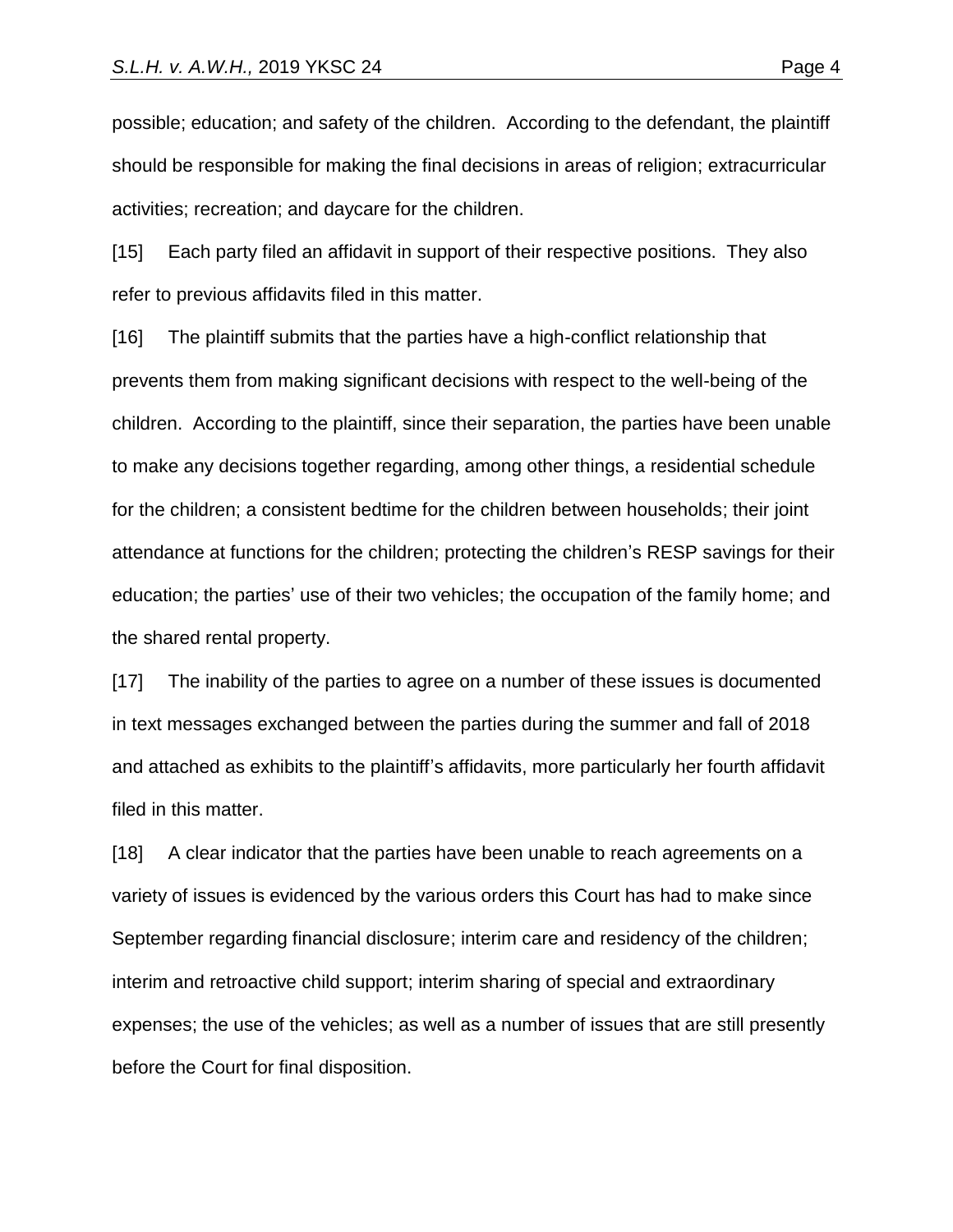possible; education; and safety of the children. According to the defendant, the plaintiff should be responsible for making the final decisions in areas of religion; extracurricular activities; recreation; and daycare for the children.

[15] Each party filed an affidavit in support of their respective positions. They also refer to previous affidavits filed in this matter.

[16] The plaintiff submits that the parties have a high-conflict relationship that prevents them from making significant decisions with respect to the well-being of the children. According to the plaintiff, since their separation, the parties have been unable to make any decisions together regarding, among other things, a residential schedule for the children; a consistent bedtime for the children between households; their joint attendance at functions for the children; protecting the children's RESP savings for their education; the parties' use of their two vehicles; the occupation of the family home; and the shared rental property.

[17] The inability of the parties to agree on a number of these issues is documented in text messages exchanged between the parties during the summer and fall of 2018 and attached as exhibits to the plaintiff's affidavits, more particularly her fourth affidavit filed in this matter.

[18] A clear indicator that the parties have been unable to reach agreements on a variety of issues is evidenced by the various orders this Court has had to make since September regarding financial disclosure; interim care and residency of the children; interim and retroactive child support; interim sharing of special and extraordinary expenses; the use of the vehicles; as well as a number of issues that are still presently before the Court for final disposition.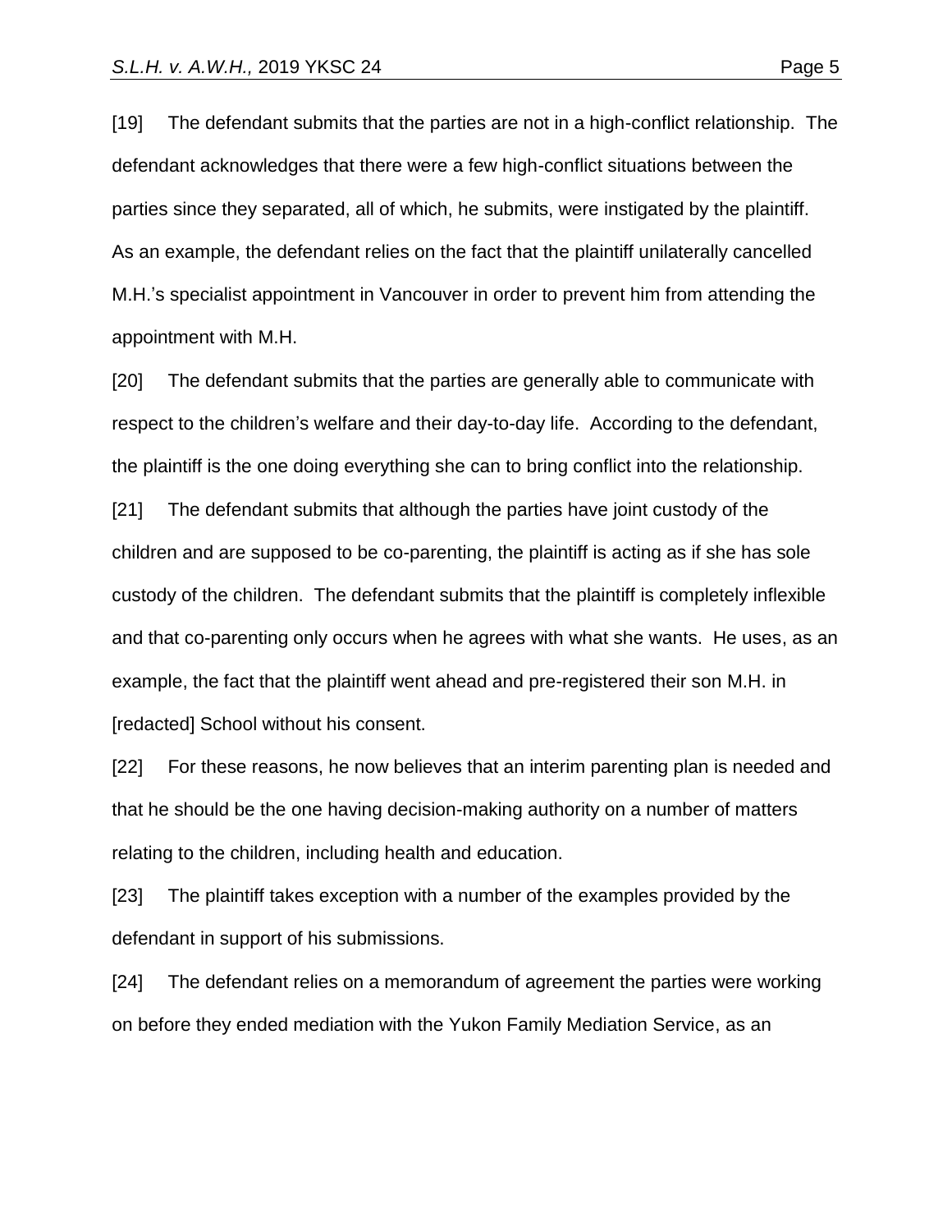[19] The defendant submits that the parties are not in a high-conflict relationship. The defendant acknowledges that there were a few high-conflict situations between the parties since they separated, all of which, he submits, were instigated by the plaintiff. As an example, the defendant relies on the fact that the plaintiff unilaterally cancelled M.H.'s specialist appointment in Vancouver in order to prevent him from attending the appointment with M.H.

[20] The defendant submits that the parties are generally able to communicate with respect to the children's welfare and their day-to-day life. According to the defendant, the plaintiff is the one doing everything she can to bring conflict into the relationship.

[21] The defendant submits that although the parties have joint custody of the children and are supposed to be co-parenting, the plaintiff is acting as if she has sole custody of the children. The defendant submits that the plaintiff is completely inflexible and that co-parenting only occurs when he agrees with what she wants. He uses, as an example, the fact that the plaintiff went ahead and pre-registered their son M.H. in [redacted] School without his consent.

[22] For these reasons, he now believes that an interim parenting plan is needed and that he should be the one having decision-making authority on a number of matters relating to the children, including health and education.

[23] The plaintiff takes exception with a number of the examples provided by the defendant in support of his submissions.

[24] The defendant relies on a memorandum of agreement the parties were working on before they ended mediation with the Yukon Family Mediation Service, as an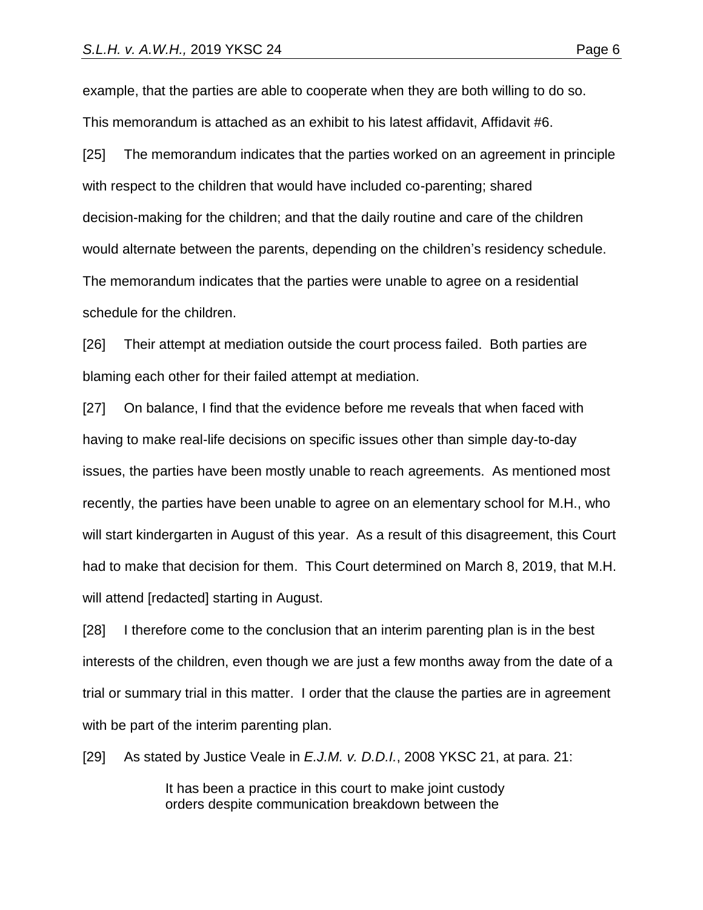example, that the parties are able to cooperate when they are both willing to do so. This memorandum is attached as an exhibit to his latest affidavit, Affidavit #6.

[25] The memorandum indicates that the parties worked on an agreement in principle with respect to the children that would have included co-parenting; shared decision-making for the children; and that the daily routine and care of the children would alternate between the parents, depending on the children's residency schedule. The memorandum indicates that the parties were unable to agree on a residential schedule for the children.

[26] Their attempt at mediation outside the court process failed. Both parties are blaming each other for their failed attempt at mediation.

[27] On balance, I find that the evidence before me reveals that when faced with having to make real-life decisions on specific issues other than simple day-to-day issues, the parties have been mostly unable to reach agreements. As mentioned most recently, the parties have been unable to agree on an elementary school for M.H., who will start kindergarten in August of this year. As a result of this disagreement, this Court had to make that decision for them. This Court determined on March 8, 2019, that M.H. will attend [redacted] starting in August.

[28] I therefore come to the conclusion that an interim parenting plan is in the best interests of the children, even though we are just a few months away from the date of a trial or summary trial in this matter. I order that the clause the parties are in agreement with be part of the interim parenting plan.

[29] As stated by Justice Veale in *E.J.M. v. D.D.I.*, 2008 YKSC 21, at para. 21:

> It has been a practice in this court to make joint custody orders despite communication breakdown between the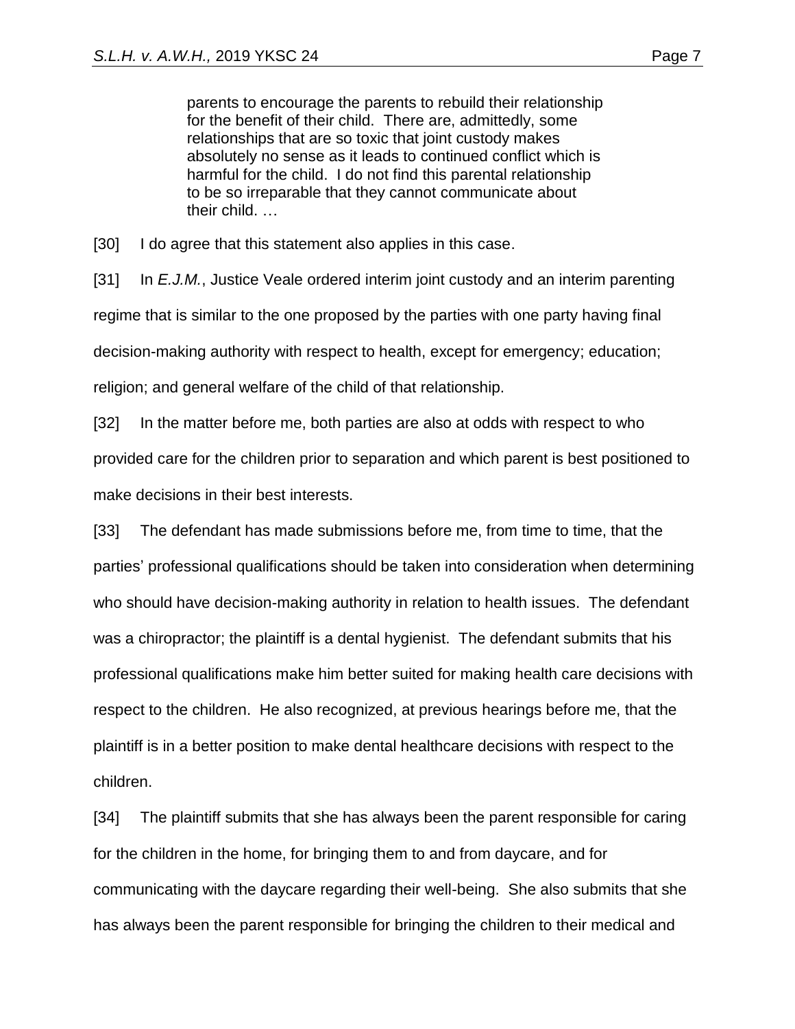> parents to encourage the parents to rebuild their relationship for the benefit of their child. There are, admittedly, some relationships that are so toxic that joint custody makes absolutely no sense as it leads to continued conflict which is harmful for the child. I do not find this parental relationship to be so irreparable that they cannot communicate about their child. …

[30] I do agree that this statement also applies in this case.

[31] In *E.J.M.*, Justice Veale ordered interim joint custody and an interim parenting regime that is similar to the one proposed by the parties with one party having final decision-making authority with respect to health, except for emergency; education; religion; and general welfare of the child of that relationship.

[32] In the matter before me, both parties are also at odds with respect to who provided care for the children prior to separation and which parent is best positioned to make decisions in their best interests.

[33] The defendant has made submissions before me, from time to time, that the parties' professional qualifications should be taken into consideration when determining who should have decision-making authority in relation to health issues. The defendant was a chiropractor; the plaintiff is a dental hygienist. The defendant submits that his professional qualifications make him better suited for making health care decisions with respect to the children. He also recognized, at previous hearings before me, that the plaintiff is in a better position to make dental healthcare decisions with respect to the children.

[34] The plaintiff submits that she has always been the parent responsible for caring for the children in the home, for bringing them to and from daycare, and for communicating with the daycare regarding their well-being. She also submits that she has always been the parent responsible for bringing the children to their medical and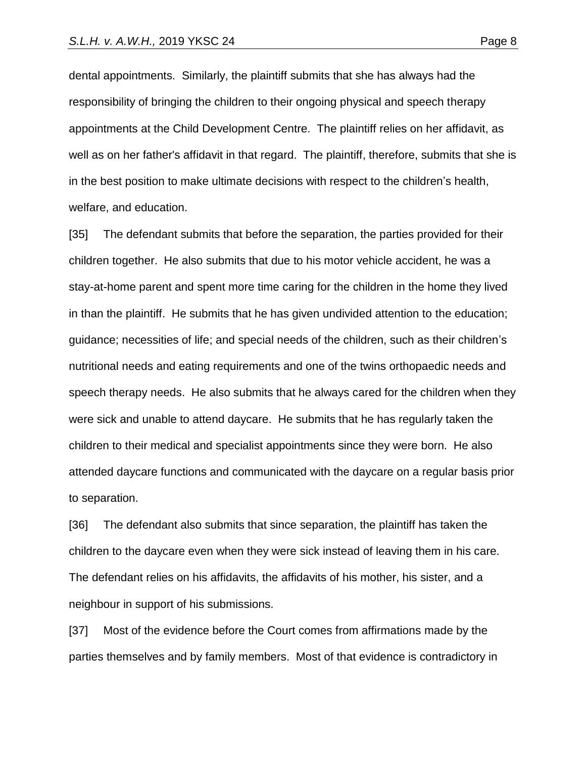dental appointments. Similarly, the plaintiff submits that she has always had the responsibility of bringing the children to their ongoing physical and speech therapy appointments at the Child Development Centre. The plaintiff relies on her affidavit, as well as on her father's affidavit in that regard. The plaintiff, therefore, submits that she is in the best position to make ultimate decisions with respect to the children's health, welfare, and education.

[35] The defendant submits that before the separation, the parties provided for their children together. He also submits that due to his motor vehicle accident, he was a stay-at-home parent and spent more time caring for the children in the home they lived in than the plaintiff. He submits that he has given undivided attention to the education; guidance; necessities of life; and special needs of the children, such as their children's nutritional needs and eating requirements and one of the twins orthopaedic needs and speech therapy needs. He also submits that he always cared for the children when they were sick and unable to attend daycare. He submits that he has regularly taken the children to their medical and specialist appointments since they were born. He also attended daycare functions and communicated with the daycare on a regular basis prior to separation.

[36] The defendant also submits that since separation, the plaintiff has taken the children to the daycare even when they were sick instead of leaving them in his care. The defendant relies on his affidavits, the affidavits of his mother, his sister, and a neighbour in support of his submissions.

[37] Most of the evidence before the Court comes from affirmations made by the parties themselves and by family members. Most of that evidence is contradictory in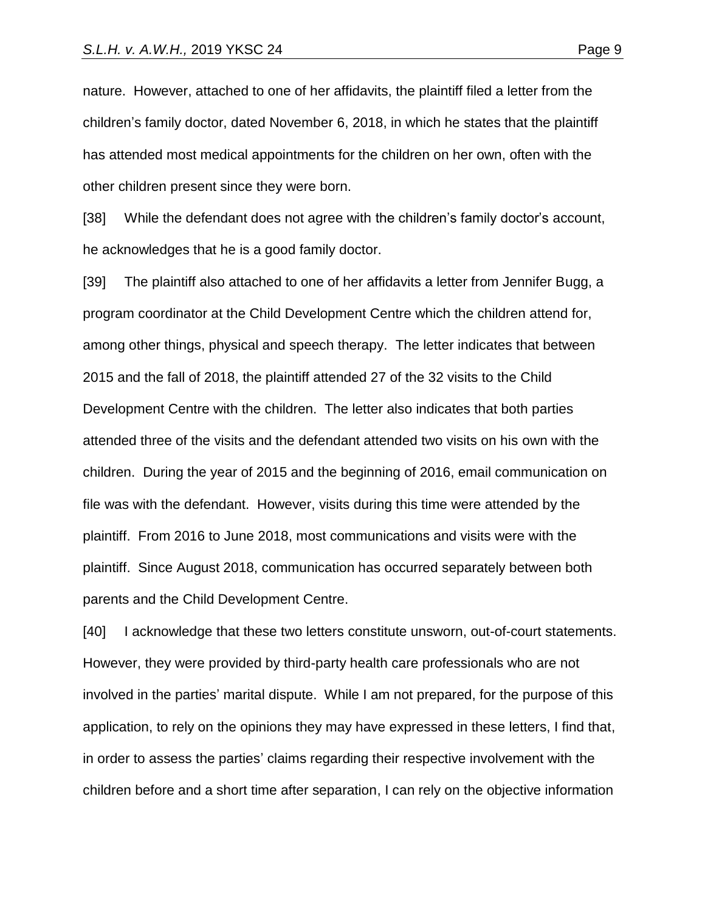nature. However, attached to one of her affidavits, the plaintiff filed a letter from the children's family doctor, dated November 6, 2018, in which he states that the plaintiff has attended most medical appointments for the children on her own, often with the other children present since they were born.

[38] While the defendant does not agree with the children's family doctor's account, he acknowledges that he is a good family doctor.

[39] The plaintiff also attached to one of her affidavits a letter from Jennifer Bugg, a program coordinator at the Child Development Centre which the children attend for, among other things, physical and speech therapy. The letter indicates that between 2015 and the fall of 2018, the plaintiff attended 27 of the 32 visits to the Child Development Centre with the children. The letter also indicates that both parties attended three of the visits and the defendant attended two visits on his own with the children. During the year of 2015 and the beginning of 2016, email communication on file was with the defendant. However, visits during this time were attended by the plaintiff. From 2016 to June 2018, most communications and visits were with the plaintiff. Since August 2018, communication has occurred separately between both parents and the Child Development Centre.

[40] I acknowledge that these two letters constitute unsworn, out-of-court statements. However, they were provided by third-party health care professionals who are not involved in the parties' marital dispute. While I am not prepared, for the purpose of this application, to rely on the opinions they may have expressed in these letters, I find that, in order to assess the parties' claims regarding their respective involvement with the children before and a short time after separation, I can rely on the objective information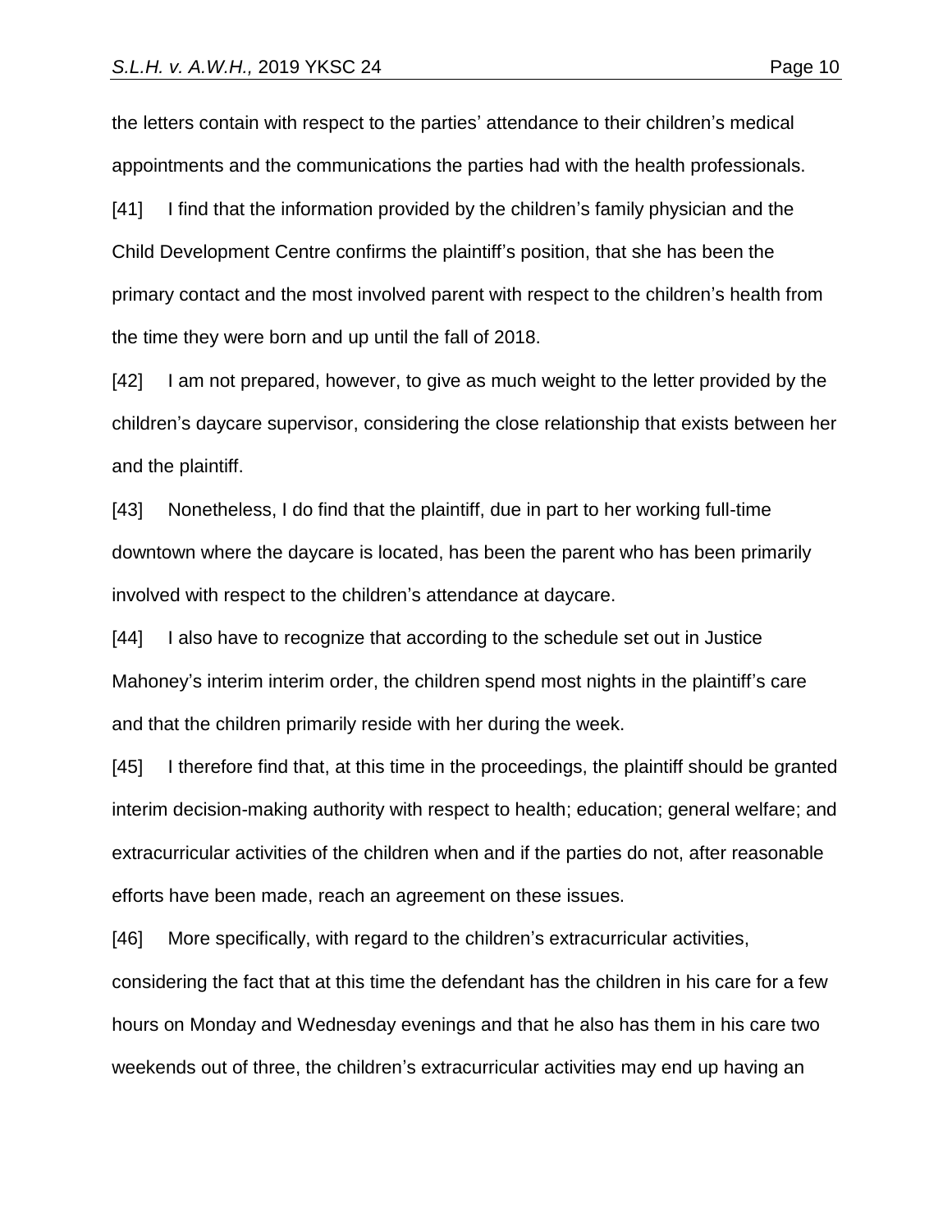the letters contain with respect to the parties' attendance to their children's medical appointments and the communications the parties had with the health professionals.

[41] I find that the information provided by the children's family physician and the Child Development Centre confirms the plaintiff's position, that she has been the primary contact and the most involved parent with respect to the children's health from the time they were born and up until the fall of 2018.

[42] I am not prepared, however, to give as much weight to the letter provided by the children's daycare supervisor, considering the close relationship that exists between her and the plaintiff.

[43] Nonetheless, I do find that the plaintiff, due in part to her working full-time downtown where the daycare is located, has been the parent who has been primarily involved with respect to the children's attendance at daycare.

[44] I also have to recognize that according to the schedule set out in Justice Mahoney's interim interim order, the children spend most nights in the plaintiff's care and that the children primarily reside with her during the week.

[45] I therefore find that, at this time in the proceedings, the plaintiff should be granted interim decision-making authority with respect to health; education; general welfare; and extracurricular activities of the children when and if the parties do not, after reasonable efforts have been made, reach an agreement on these issues.

[46] More specifically, with regard to the children's extracurricular activities, considering the fact that at this time the defendant has the children in his care for a few hours on Monday and Wednesday evenings and that he also has them in his care two weekends out of three, the children's extracurricular activities may end up having an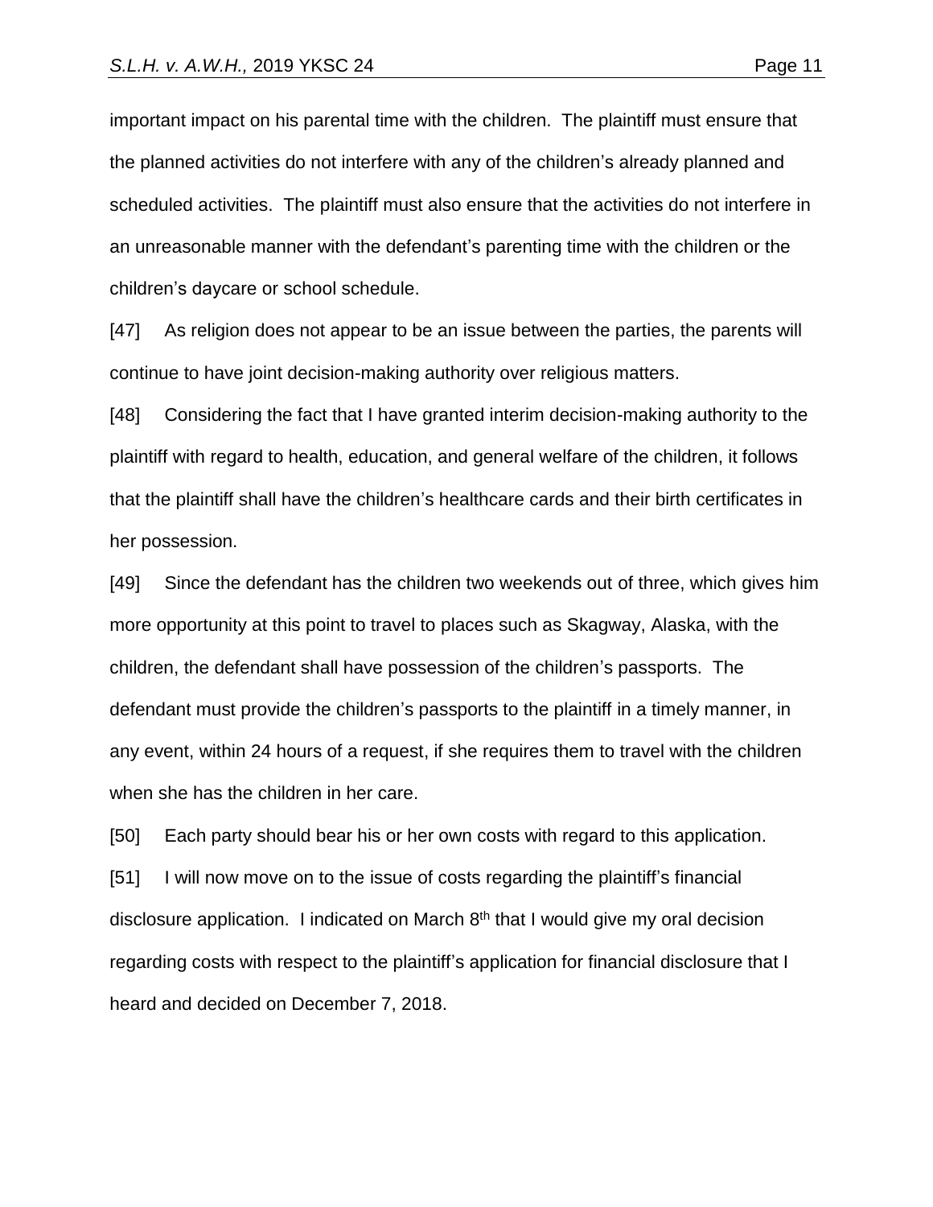important impact on his parental time with the children. The plaintiff must ensure that the planned activities do not interfere with any of the children's already planned and scheduled activities. The plaintiff must also ensure that the activities do not interfere in an unreasonable manner with the defendant's parenting time with the children or the children's daycare or school schedule.

[47] As religion does not appear to be an issue between the parties, the parents will continue to have joint decision-making authority over religious matters.

[48] Considering the fact that I have granted interim decision-making authority to the plaintiff with regard to health, education, and general welfare of the children, it follows that the plaintiff shall have the children's healthcare cards and their birth certificates in her possession.

[49] Since the defendant has the children two weekends out of three, which gives him more opportunity at this point to travel to places such as Skagway, Alaska, with the children, the defendant shall have possession of the children's passports. The defendant must provide the children's passports to the plaintiff in a timely manner, in any event, within 24 hours of a request, if she requires them to travel with the children when she has the children in her care.

[50] Each party should bear his or her own costs with regard to this application.

[51] I will now move on to the issue of costs regarding the plaintiff's financial disclosure application. I indicated on March 8th that I would give my oral decision regarding costs with respect to the plaintiff's application for financial disclosure that I heard and decided on December 7, 2018.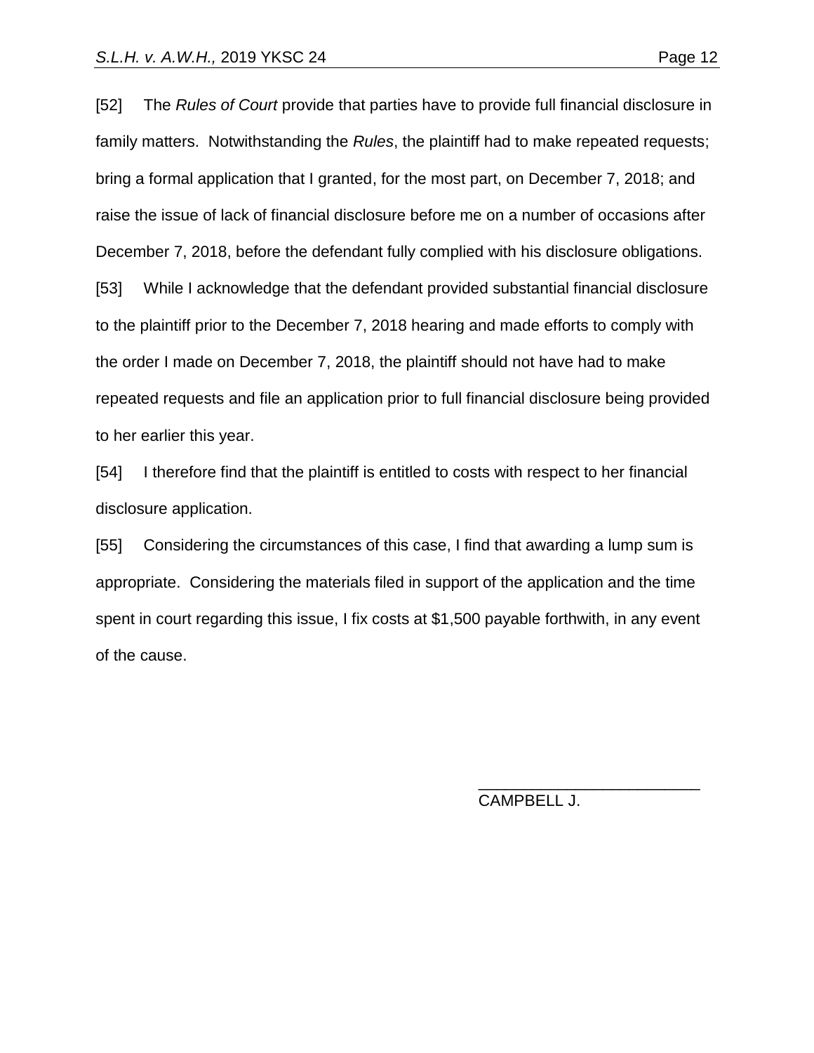[52] The *Rules of Court* provide that parties have to provide full financial disclosure in family matters. Notwithstanding the *Rules*, the plaintiff had to make repeated requests; bring a formal application that I granted, for the most part, on December 7, 2018; and raise the issue of lack of financial disclosure before me on a number of occasions after December 7, 2018, before the defendant fully complied with his disclosure obligations.

[53] While I acknowledge that the defendant provided substantial financial disclosure to the plaintiff prior to the December 7, 2018 hearing and made efforts to comply with the order I made on December 7, 2018, the plaintiff should not have had to make repeated requests and file an application prior to full financial disclosure being provided to her earlier this year.

[54] I therefore find that the plaintiff is entitled to costs with respect to her financial disclosure application.

[55] Considering the circumstances of this case, I find that awarding a lump sum is appropriate. Considering the materials filed in support of the application and the time spent in court regarding this issue, I fix costs at $1,500 payable forthwith, in any event of the cause.

___________________________
CAMPBELL J.